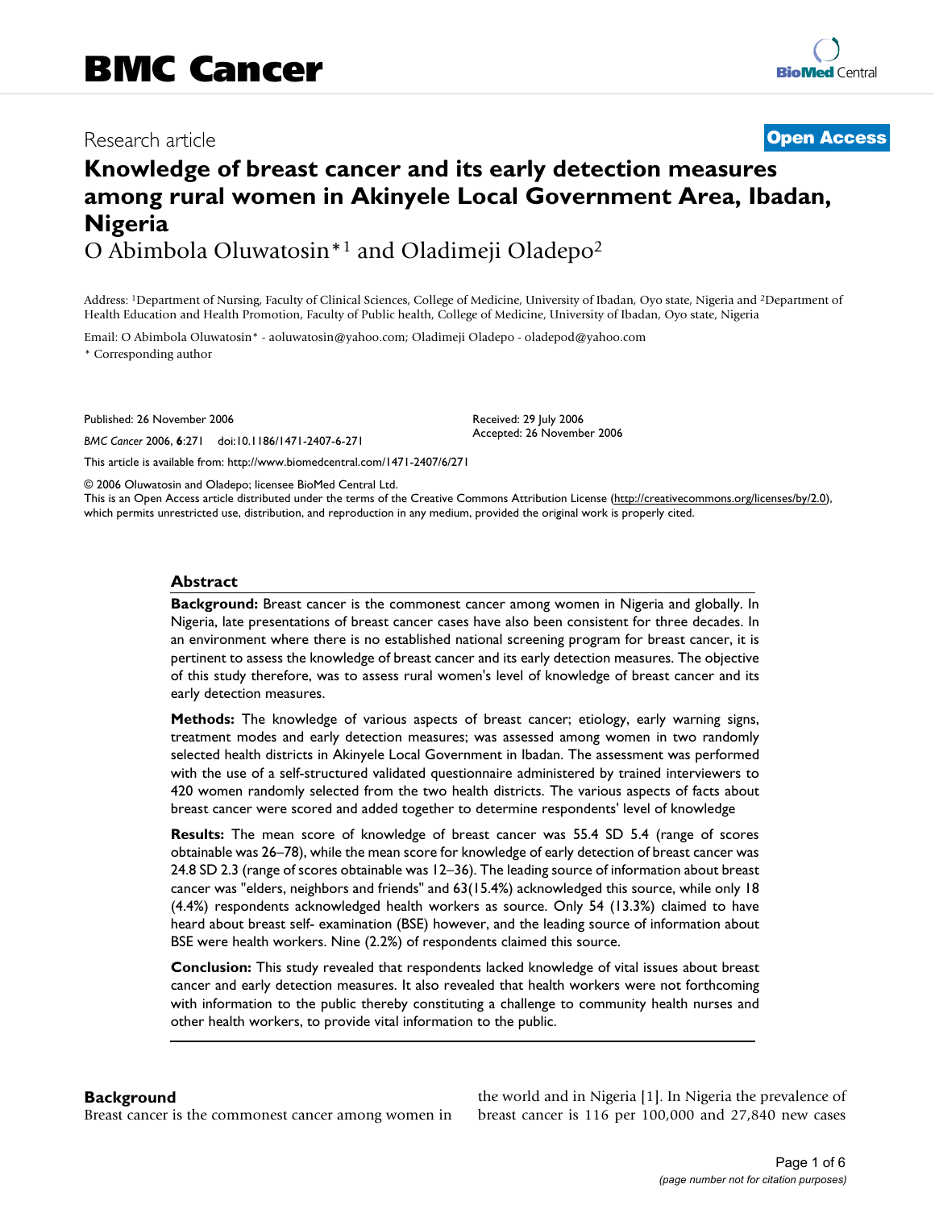# BMC Cancer

Research article

**Open Access**

# Knowledge of breast cancer and its early detection measures among rural women in Akinyele Local Government Area, Ibadan, Nigeria

O Abimbola Oluwatosin*[1] and Oladimeji Oladepo[2]

Address: [1]Department of Nursing, Faculty of Clinical Sciences, College of Medicine, University of Ibadan, Oyo state, Nigeria and [2]Department of Health Education and Health Promotion, Faculty of Public health, College of Medicine, University of Ibadan, Oyo state, Nigeria

Email: O Abimbola Oluwatosin* - aoluwatosin@yahoo.com; Oladimeji Oladepo - oladepod@yahoo.com

* Corresponding author

Published: 26 November 2006

*BMC Cancer* 2006, **6**:271 doi:10.1186/1471-2407-6-271

Received: 29 July 2006
Accepted: 26 November 2006

This article is available from: http://www.biomedcentral.com/1471-2407/6/271

© 2006 Oluwatosin and Oladepo; licensee BioMed Central Ltd.
This is an Open Access article distributed under the terms of the Creative Commons Attribution License (http://creativecommons.org/licenses/by/2.0), which permits unrestricted use, distribution, and reproduction in any medium, provided the original work is properly cited.

## Abstract

**Background:** Breast cancer is the commonest cancer among women in Nigeria and globally. In Nigeria, late presentations of breast cancer cases have also been consistent for three decades. In an environment where there is no established national screening program for breast cancer, it is pertinent to assess the knowledge of breast cancer and its early detection measures. The objective of this study therefore, was to assess rural women's level of knowledge of breast cancer and its early detection measures.

**Methods:** The knowledge of various aspects of breast cancer; etiology, early warning signs, treatment modes and early detection measures; was assessed among women in two randomly selected health districts in Akinyele Local Government in Ibadan. The assessment was performed with the use of a self-structured validated questionnaire administered by trained interviewers to 420 women randomly selected from the two health districts. The various aspects of facts about breast cancer were scored and added together to determine respondents' level of knowledge

**Results:** The mean score of knowledge of breast cancer was 55.4 SD 5.4 (range of scores obtainable was 26–78), while the mean score for knowledge of early detection of breast cancer was 24.8 SD 2.3 (range of scores obtainable was 12–36). The leading source of information about breast cancer was "elders, neighbors and friends" and 63(15.4%) acknowledged this source, while only 18 (4.4%) respondents acknowledged health workers as source. Only 54 (13.3%) claimed to have heard about breast self- examination (BSE) however, and the leading source of information about BSE were health workers. Nine (2.2%) of respondents claimed this source.

**Conclusion:** This study revealed that respondents lacked knowledge of vital issues about breast cancer and early detection measures. It also revealed that health workers were not forthcoming with information to the public thereby constituting a challenge to community health nurses and other health workers, to provide vital information to the public.

## Background

Breast cancer is the commonest cancer among women in the world and in Nigeria [1]. In Nigeria the prevalence of breast cancer is 116 per 100,000 and 27,840 new cases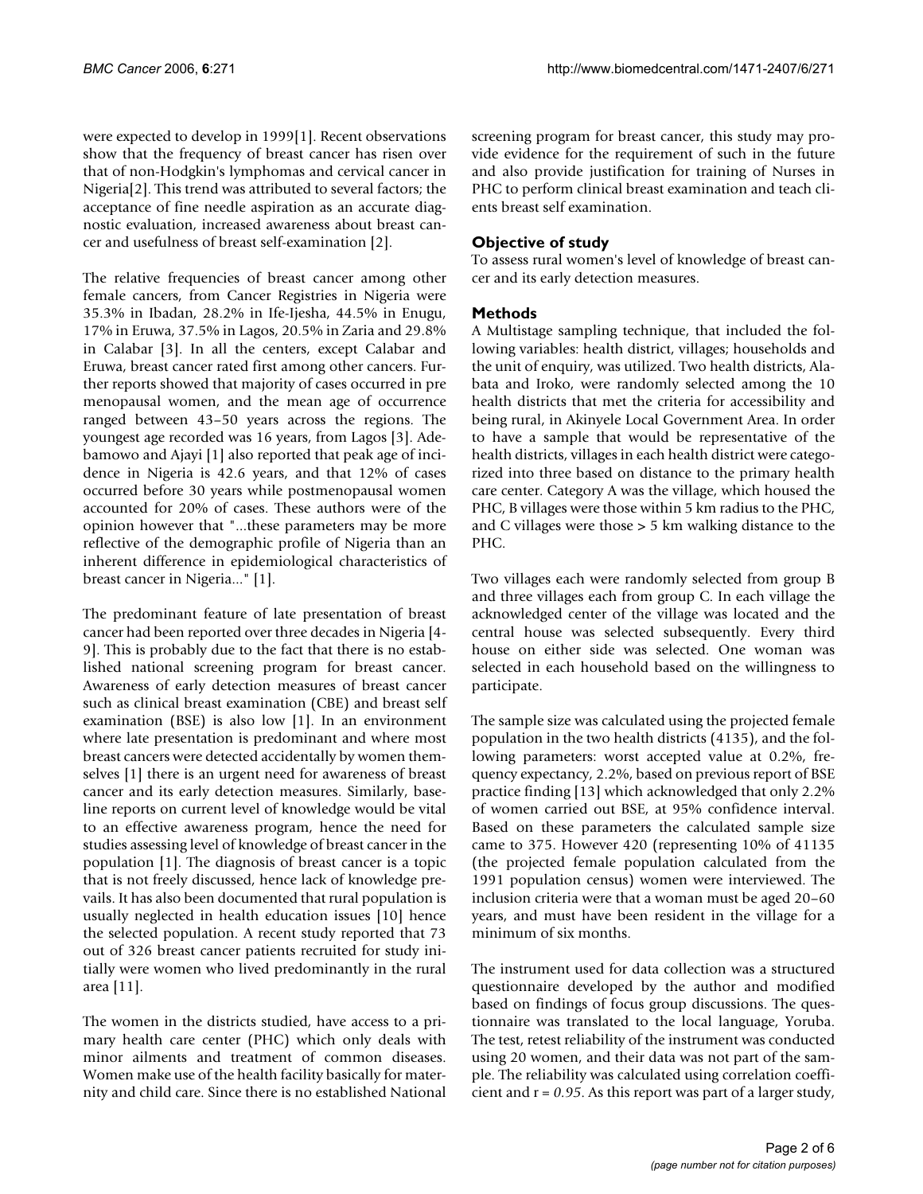were expected to develop in 1999[1]. Recent observations show that the frequency of breast cancer has risen over that of non-Hodgkin's lymphomas and cervical cancer in Nigeria[2]. This trend was attributed to several factors; the acceptance of fine needle aspiration as an accurate diagnostic evaluation, increased awareness about breast cancer and usefulness of breast self-examination [2].

The relative frequencies of breast cancer among other female cancers, from Cancer Registries in Nigeria were 35.3% in Ibadan, 28.2% in Ife-Ijesha, 44.5% in Enugu, 17% in Eruwa, 37.5% in Lagos, 20.5% in Zaria and 29.8% in Calabar [3]. In all the centers, except Calabar and Eruwa, breast cancer rated first among other cancers. Further reports showed that majority of cases occurred in pre menopausal women, and the mean age of occurrence ranged between 43–50 years across the regions. The youngest age recorded was 16 years, from Lagos [3]. Adebamowo and Ajayi [1] also reported that peak age of incidence in Nigeria is 42.6 years, and that 12% of cases occurred before 30 years while postmenopausal women accounted for 20% of cases. These authors were of the opinion however that "...these parameters may be more reflective of the demographic profile of Nigeria than an inherent difference in epidemiological characteristics of breast cancer in Nigeria..." [1].

The predominant feature of late presentation of breast cancer had been reported over three decades in Nigeria [4-9]. This is probably due to the fact that there is no established national screening program for breast cancer. Awareness of early detection measures of breast cancer such as clinical breast examination (CBE) and breast self examination (BSE) is also low [1]. In an environment where late presentation is predominant and where most breast cancers were detected accidentally by women themselves [1] there is an urgent need for awareness of breast cancer and its early detection measures. Similarly, baseline reports on current level of knowledge would be vital to an effective awareness program, hence the need for studies assessing level of knowledge of breast cancer in the population [1]. The diagnosis of breast cancer is a topic that is not freely discussed, hence lack of knowledge prevails. It has also been documented that rural population is usually neglected in health education issues [10] hence the selected population. A recent study reported that 73 out of 326 breast cancer patients recruited for study initially were women who lived predominantly in the rural area [11].

The women in the districts studied, have access to a primary health care center (PHC) which only deals with minor ailments and treatment of common diseases. Women make use of the health facility basically for maternity and child care. Since there is no established National screening program for breast cancer, this study may provide evidence for the requirement of such in the future and also provide justification for training of Nurses in PHC to perform clinical breast examination and teach clients breast self examination.

## Objective of study

To assess rural women's level of knowledge of breast cancer and its early detection measures.

## Methods

A Multistage sampling technique, that included the following variables: health district, villages; households and the unit of enquiry, was utilized. Two health districts, Alabata and Iroko, were randomly selected among the 10 health districts that met the criteria for accessibility and being rural, in Akinyele Local Government Area. In order to have a sample that would be representative of the health districts, villages in each health district were categorized into three based on distance to the primary health care center. Category A was the village, which housed the PHC, B villages were those within 5 km radius to the PHC, and C villages were those > 5 km walking distance to the PHC.

Two villages each were randomly selected from group B and three villages each from group C. In each village the acknowledged center of the village was located and the central house was selected subsequently. Every third house on either side was selected. One woman was selected in each household based on the willingness to participate.

The sample size was calculated using the projected female population in the two health districts (4135), and the following parameters: worst accepted value at 0.2%, frequency expectancy, 2.2%, based on previous report of BSE practice finding [13] which acknowledged that only 2.2% of women carried out BSE, at 95% confidence interval. Based on these parameters the calculated sample size came to 375. However 420 (representing 10% of 41135 (the projected female population calculated from the 1991 population census) women were interviewed. The inclusion criteria were that a woman must be aged 20–60 years, and must have been resident in the village for a minimum of six months.

The instrument used for data collection was a structured questionnaire developed by the author and modified based on findings of focus group discussions. The questionnaire was translated to the local language, Yoruba. The test, retest reliability of the instrument was conducted using 20 women, and their data was not part of the sample. The reliability was calculated using correlation coefficient and $r = 0.95$. As this report was part of a larger study,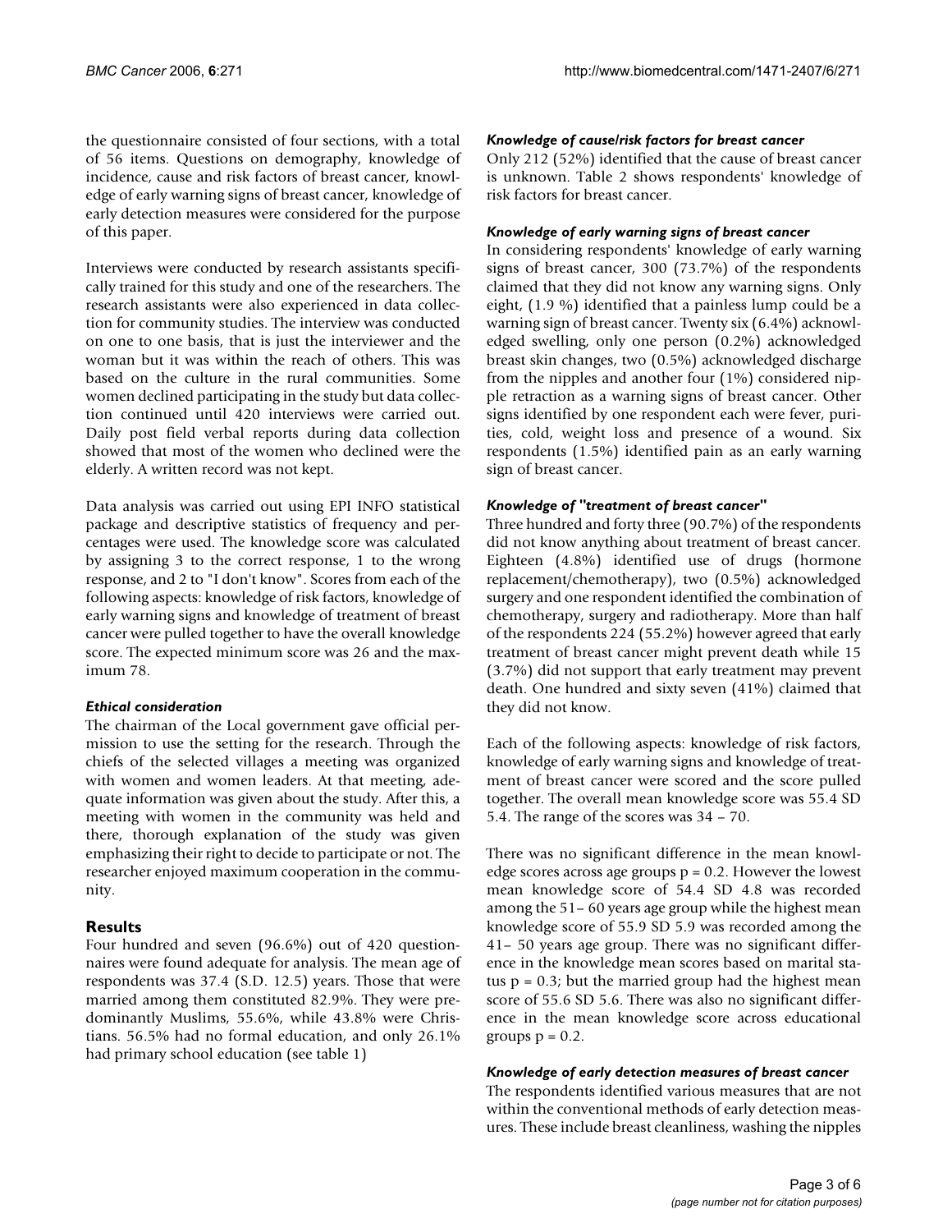the questionnaire consisted of four sections, with a total of 56 items. Questions on demography, knowledge of incidence, cause and risk factors of breast cancer, knowledge of early warning signs of breast cancer, knowledge of early detection measures were considered for the purpose of this paper.

Interviews were conducted by research assistants specifically trained for this study and one of the researchers. The research assistants were also experienced in data collection for community studies. The interview was conducted on one to one basis, that is just the interviewer and the woman but it was within the reach of others. This was based on the culture in the rural communities. Some women declined participating in the study but data collection continued until 420 interviews were carried out. Daily post field verbal reports during data collection showed that most of the women who declined were the elderly. A written record was not kept.

Data analysis was carried out using EPI INFO statistical package and descriptive statistics of frequency and percentages were used. The knowledge score was calculated by assigning 3 to the correct response, 1 to the wrong response, and 2 to "I don't know". Scores from each of the following aspects: knowledge of risk factors, knowledge of early warning signs and knowledge of treatment of breast cancer were pulled together to have the overall knowledge score. The expected minimum score was 26 and the maximum 78.

### *Ethical consideration*

The chairman of the Local government gave official permission to use the setting for the research. Through the chiefs of the selected villages a meeting was organized with women and women leaders. At that meeting, adequate information was given about the study. After this, a meeting with women in the community was held and there, thorough explanation of the study was given emphasizing their right to decide to participate or not. The researcher enjoyed maximum cooperation in the community.

## Results

Four hundred and seven (96.6%) out of 420 questionnaires were found adequate for analysis. The mean age of respondents was 37.4 (S.D. 12.5) years. Those that were married among them constituted 82.9%. They were predominantly Muslims, 55.6%, while 43.8% were Christians. 56.5% had no formal education, and only 26.1% had primary school education (see table 1)

### *Knowledge of cause/risk factors for breast cancer*

Only 212 (52%) identified that the cause of breast cancer is unknown. Table 2 shows respondents' knowledge of risk factors for breast cancer.

### *Knowledge of early warning signs of breast cancer*

In considering respondents' knowledge of early warning signs of breast cancer, 300 (73.7%) of the respondents claimed that they did not know any warning signs. Only eight, (1.9 %) identified that a painless lump could be a warning sign of breast cancer. Twenty six (6.4%) acknowledged swelling, only one person (0.2%) acknowledged breast skin changes, two (0.5%) acknowledged discharge from the nipples and another four (1%) considered nipple retraction as a warning signs of breast cancer. Other signs identified by one respondent each were fever, purities, cold, weight loss and presence of a wound. Six respondents (1.5%) identified pain as an early warning sign of breast cancer.

### *Knowledge of "treatment of breast cancer"*

Three hundred and forty three (90.7%) of the respondents did not know anything about treatment of breast cancer. Eighteen (4.8%) identified use of drugs (hormone replacement/chemotherapy), two (0.5%) acknowledged surgery and one respondent identified the combination of chemotherapy, surgery and radiotherapy. More than half of the respondents 224 (55.2%) however agreed that early treatment of breast cancer might prevent death while 15 (3.7%) did not support that early treatment may prevent death. One hundred and sixty seven (41%) claimed that they did not know.

Each of the following aspects: knowledge of risk factors, knowledge of early warning signs and knowledge of treatment of breast cancer were scored and the score pulled together. The overall mean knowledge score was 55.4 SD 5.4. The range of the scores was 34 – 70.

There was no significant difference in the mean knowledge scores across age groups $p = 0.2$. However the lowest mean knowledge score of 54.4 SD 4.8 was recorded among the 51– 60 years age group while the highest mean knowledge score of 55.9 SD 5.9 was recorded among the 41– 50 years age group. There was no significant difference in the knowledge mean scores based on marital status $p = 0.3$; but the married group had the highest mean score of 55.6 SD 5.6. There was also no significant difference in the mean knowledge score across educational groups $p = 0.2$.

### *Knowledge of early detection measures of breast cancer*

The respondents identified various measures that are not within the conventional methods of early detection measures. These include breast cleanliness, washing the nipples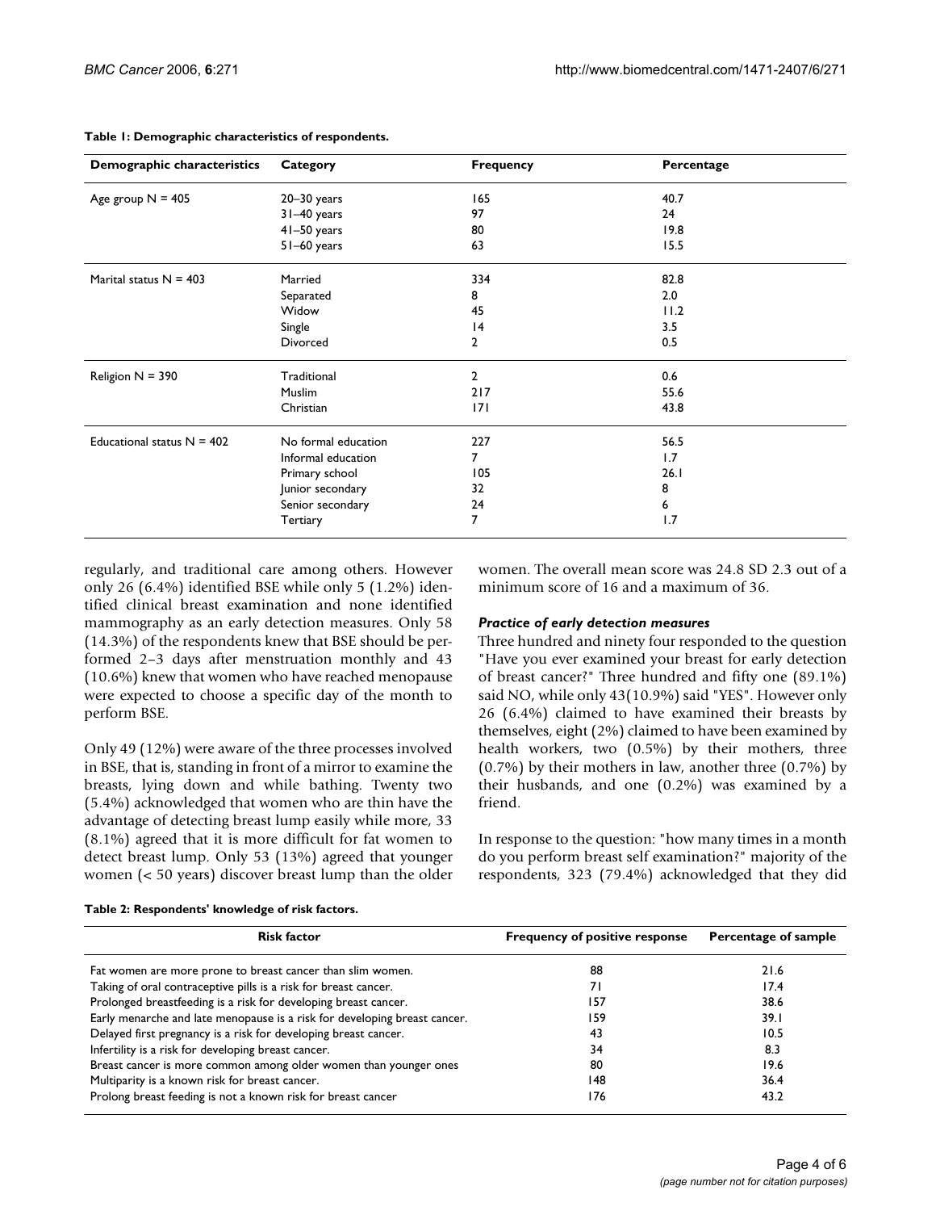**Table 1: Demographic characteristics of respondents.**

| Demographic characteristics | Category | Frequency | Percentage |
| --- | --- | --- | --- |
| Age group N = 405 | 20–30 years | 165 | 40.7 |
| | 31–40 years | 97 | 24 |
| | 41–50 years | 80 | 19.8 |
| | 51–60 years | 63 | 15.5 |
| Marital status N = 403 | Married | 334 | 82.8 |
| | Separated | 8 | 2.0 |
| | Widow | 45 | 11.2 |
| | Single | 14 | 3.5 |
| | Divorced | 2 | 0.5 |
| Religion N = 390 | Traditional | 2 | 0.6 |
| | Muslim | 217 | 55.6 |
| | Christian | 171 | 43.8 |
| Educational status N = 402 | No formal education | 227 | 56.5 |
| | Informal education | 7 | 1.7 |
| | Primary school | 105 | 26.1 |
| | Junior secondary | 32 | 8 |
| | Senior secondary | 24 | 6 |
| | Tertiary | 7 | 1.7 |

regularly, and traditional care among others. However only 26 (6.4%) identified BSE while only 5 (1.2%) identified clinical breast examination and none identified mammography as an early detection measures. Only 58 (14.3%) of the respondents knew that BSE should be performed 2–3 days after menstruation monthly and 43 (10.6%) knew that women who have reached menopause were expected to choose a specific day of the month to perform BSE.

Only 49 (12%) were aware of the three processes involved in BSE, that is, standing in front of a mirror to examine the breasts, lying down and while bathing. Twenty two (5.4%) acknowledged that women who are thin have the advantage of detecting breast lump easily while more, 33 (8.1%) agreed that it is more difficult for fat women to detect breast lump. Only 53 (13%) agreed that younger women (< 50 years) discover breast lump than the older women. The overall mean score was 24.8 SD 2.3 out of a minimum score of 16 and a maximum of 36.

### *Practice of early detection measures*

Three hundred and ninety four responded to the question "Have you ever examined your breast for early detection of breast cancer?" Three hundred and fifty one (89.1%) said NO, while only 43(10.9%) said "YES". However only 26 (6.4%) claimed to have examined their breasts by themselves, eight (2%) claimed to have been examined by health workers, two (0.5%) by their mothers, three (0.7%) by their mothers in law, another three (0.7%) by their husbands, and one (0.2%) was examined by a friend.

In response to the question: "how many times in a month do you perform breast self examination?" majority of the respondents, 323 (79.4%) acknowledged that they did

**Table 2: Respondents' knowledge of risk factors.**

| Risk factor | Frequency of positive response | Percentage of sample |
| --- | --- | --- |
| Fat women are more prone to breast cancer than slim women. | 88 | 21.6 |
| Taking of oral contraceptive pills is a risk for breast cancer. | 71 | 17.4 |
| Prolonged breastfeeding is a risk for developing breast cancer. | 157 | 38.6 |
| Early menarche and late menopause is a risk for developing breast cancer. | 159 | 39.1 |
| Delayed first pregnancy is a risk for developing breast cancer. | 43 | 10.5 |
| Infertility is a risk for developing breast cancer. | 34 | 8.3 |
| Breast cancer is more common among older women than younger ones | 80 | 19.6 |
| Multiparity is a known risk for breast cancer. | 148 | 36.4 |
| Prolong breast feeding is not a known risk for breast cancer | 176 | 43.2 |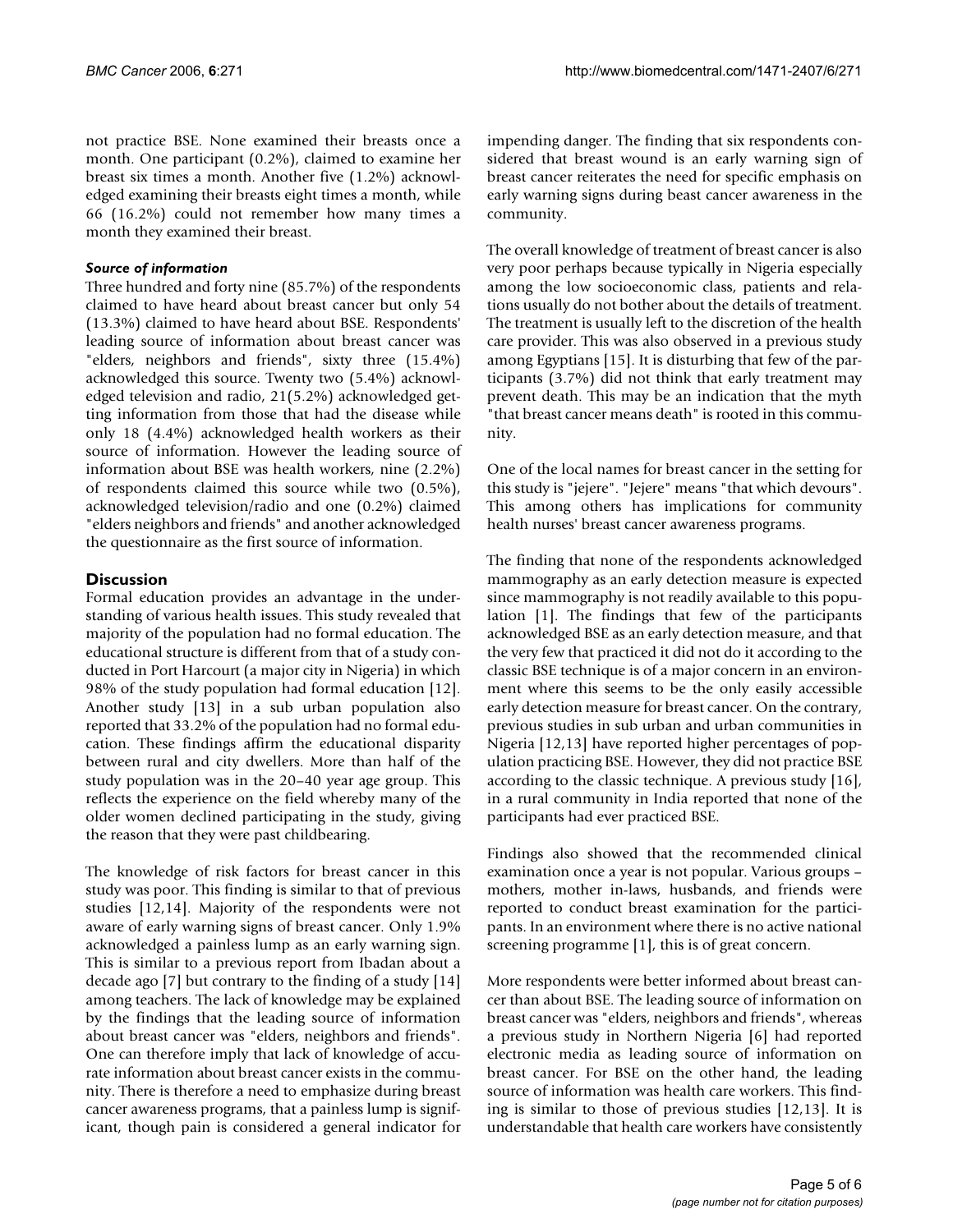not practice BSE. None examined their breasts once a month. One participant (0.2%), claimed to examine her breast six times a month. Another five (1.2%) acknowledged examining their breasts eight times a month, while 66 (16.2%) could not remember how many times a month they examined their breast.

#### *Source of information*

Three hundred and forty nine (85.7%) of the respondents claimed to have heard about breast cancer but only 54 (13.3%) claimed to have heard about BSE. Respondents' leading source of information about breast cancer was "elders, neighbors and friends", sixty three (15.4%) acknowledged this source. Twenty two (5.4%) acknowledged television and radio, 21(5.2%) acknowledged getting information from those that had the disease while only 18 (4.4%) acknowledged health workers as their source of information. However the leading source of information about BSE was health workers, nine (2.2%) of respondents claimed this source while two (0.5%), acknowledged television/radio and one (0.2%) claimed "elders neighbors and friends" and another acknowledged the questionnaire as the first source of information.

## Discussion

Formal education provides an advantage in the understanding of various health issues. This study revealed that majority of the population had no formal education. The educational structure is different from that of a study conducted in Port Harcourt (a major city in Nigeria) in which 98% of the study population had formal education [12]. Another study [13] in a sub urban population also reported that 33.2% of the population had no formal education. These findings affirm the educational disparity between rural and city dwellers. More than half of the study population was in the 20–40 year age group. This reflects the experience on the field whereby many of the older women declined participating in the study, giving the reason that they were past childbearing.

The knowledge of risk factors for breast cancer in this study was poor. This finding is similar to that of previous studies [12,14]. Majority of the respondents were not aware of early warning signs of breast cancer. Only 1.9% acknowledged a painless lump as an early warning sign. This is similar to a previous report from Ibadan about a decade ago [7] but contrary to the finding of a study [14] among teachers. The lack of knowledge may be explained by the findings that the leading source of information about breast cancer was "elders, neighbors and friends". One can therefore imply that lack of knowledge of accurate information about breast cancer exists in the community. There is therefore a need to emphasize during breast cancer awareness programs, that a painless lump is significant, though pain is considered a general indicator for impending danger. The finding that six respondents considered that breast wound is an early warning sign of breast cancer reiterates the need for specific emphasis on early warning signs during beast cancer awareness in the community.

The overall knowledge of treatment of breast cancer is also very poor perhaps because typically in Nigeria especially among the low socioeconomic class, patients and relations usually do not bother about the details of treatment. The treatment is usually left to the discretion of the health care provider. This was also observed in a previous study among Egyptians [15]. It is disturbing that few of the participants (3.7%) did not think that early treatment may prevent death. This may be an indication that the myth "that breast cancer means death" is rooted in this community.

One of the local names for breast cancer in the setting for this study is "jejere". "Jejere" means "that which devours". This among others has implications for community health nurses' breast cancer awareness programs.

The finding that none of the respondents acknowledged mammography as an early detection measure is expected since mammography is not readily available to this population [1]. The findings that few of the participants acknowledged BSE as an early detection measure, and that the very few that practiced it did not do it according to the classic BSE technique is of a major concern in an environment where this seems to be the only easily accessible early detection measure for breast cancer. On the contrary, previous studies in sub urban and urban communities in Nigeria [12,13] have reported higher percentages of population practicing BSE. However, they did not practice BSE according to the classic technique. A previous study [16], in a rural community in India reported that none of the participants had ever practiced BSE.

Findings also showed that the recommended clinical examination once a year is not popular. Various groups – mothers, mother in-laws, husbands, and friends were reported to conduct breast examination for the participants. In an environment where there is no active national screening programme [1], this is of great concern.

More respondents were better informed about breast cancer than about BSE. The leading source of information on breast cancer was "elders, neighbors and friends", whereas a previous study in Northern Nigeria [6] had reported electronic media as leading source of information on breast cancer. For BSE on the other hand, the leading source of information was health care workers. This finding is similar to those of previous studies [12,13]. It is understandable that health care workers have consistently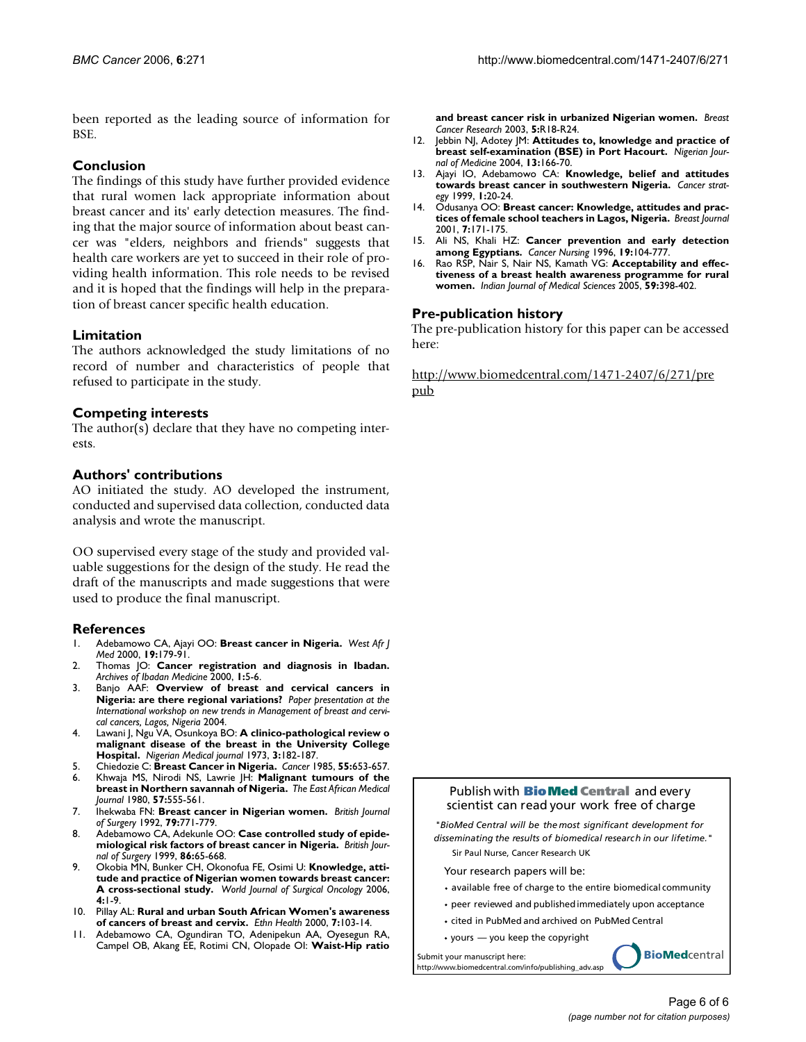been reported as the leading source of information for BSE.

## Conclusion

The findings of this study have further provided evidence that rural women lack appropriate information about breast cancer and its' early detection measures. The finding that the major source of information about beast cancer was "elders, neighbors and friends" suggests that health care workers are yet to succeed in their role of providing health information. This role needs to be revised and it is hoped that the findings will help in the preparation of breast cancer specific health education.

## Limitation

The authors acknowledged the study limitations of no record of number and characteristics of people that refused to participate in the study.

## Competing interests

The author(s) declare that they have no competing interests.

## Authors' contributions

AO initiated the study. AO developed the instrument, conducted and supervised data collection, conducted data analysis and wrote the manuscript.

OO supervised every stage of the study and provided valuable suggestions for the design of the study. He read the draft of the manuscripts and made suggestions that were used to produce the final manuscript.

## References

1. Adebamowo CA, Ajayi OO: **Breast cancer in Nigeria.** *West Afr J Med* 2000, **19:**179-91.
2. Thomas JO: **Cancer registration and diagnosis in Ibadan.** *Archives of Ibadan Medicine* 2000, **1:**5-6.
3. Banjo AAF: **Overview of breast and cervical cancers in Nigeria: are there regional variations?** *Paper presentation at the International workshop on new trends in Management of breast and cervical cancers, Lagos, Nigeria* 2004.
4. Lawani J, Ngu VA, Osunkoya BO: **A clinico-pathological review o malignant disease of the breast in the University College Hospital.** *Nigerian Medical journal* 1973, **3:**182-187.
5. Chiedozie C: **Breast Cancer in Nigeria.** *Cancer* 1985, **55:**653-657.
6. Khwaja MS, Nirodi NS, Lawrie JH: **Malignant tumours of the breast in Northern savannah of Nigeria.** *The East African Medical Journal* 1980, **57:**555-561.
7. Ihekwaba FN: **Breast cancer in Nigerian women.** *British Journal of Surgery* 1992, **79:**771-779.
8. Adebamowo CA, Adekunle OO: **Case controlled study of epidemiological risk factors of breast cancer in Nigeria.** *British Journal of Surgery* 1999, **86:**65-668.
9. Okobia MN, Bunker CH, Okonofua FE, Osimi U: **Knowledge, attitude and practice of Nigerian women towards breast cancer: A cross-sectional study.** *World Journal of Surgical Oncology* 2006, **4:**1-9.
10. Pillay AL: **Rural and urban South African Women's awareness of cancers of breast and cervix.** *Ethn Health* 2000, **7:**103-14.
11. Adebamowo CA, Ogundiran TO, Adenipekun AA, Oyesegun RA, Campel OB, Akang EE, Rotimi CN, Olopade OI: **Waist-Hip ratio and breast cancer risk in urbanized Nigerian women.** *Breast Cancer Research* 2003, **5:**R18-R24.
12. Jebbin NJ, Adotey JM: **Attitudes to, knowledge and practice of breast self-examination (BSE) in Port Hacourt.** *Nigerian Journal of Medicine* 2004, **13:**166-70.
13. Ajayi IO, Adebamowo CA: **Knowledge, belief and attitudes towards breast cancer in southwestern Nigeria.** *Cancer strategy* 1999, **1:**20-24.
14. Odusanya OO: **Breast cancer: Knowledge, attitudes and practices of female school teachers in Lagos, Nigeria.** *Breast Journal* 2001, **7:**171-175.
15. Ali NS, Khali HZ: **Cancer prevention and early detection among Egyptians.** *Cancer Nursing* 1996, **19:**104-777.
16. Rao RSP, Nair S, Nair NS, Kamath VG: **Acceptability and effectiveness of a breast health awareness programme for rural women.** *Indian Journal of Medical Sciences* 2005, **59:**398-402.

## Pre-publication history

The pre-publication history for this paper can be accessed here:

http://www.biomedcentral.com/1471-2407/6/271/prepub

Publish with **BioMed Central** and every scientist can read your work free of charge

*"BioMed Central will be the most significant development for disseminating the results of biomedical research in our lifetime."*
Sir Paul Nurse, Cancer Research UK

Your research papers will be:

- available free of charge to the entire biomedical community
- peer reviewed and published immediately upon acceptance
- cited in PubMed and archived on PubMed Central
- yours — you keep the copyright

Submit your manuscript here:
http://www.biomedcentral.com/info/publishing_adv.asp

BioMedcentral